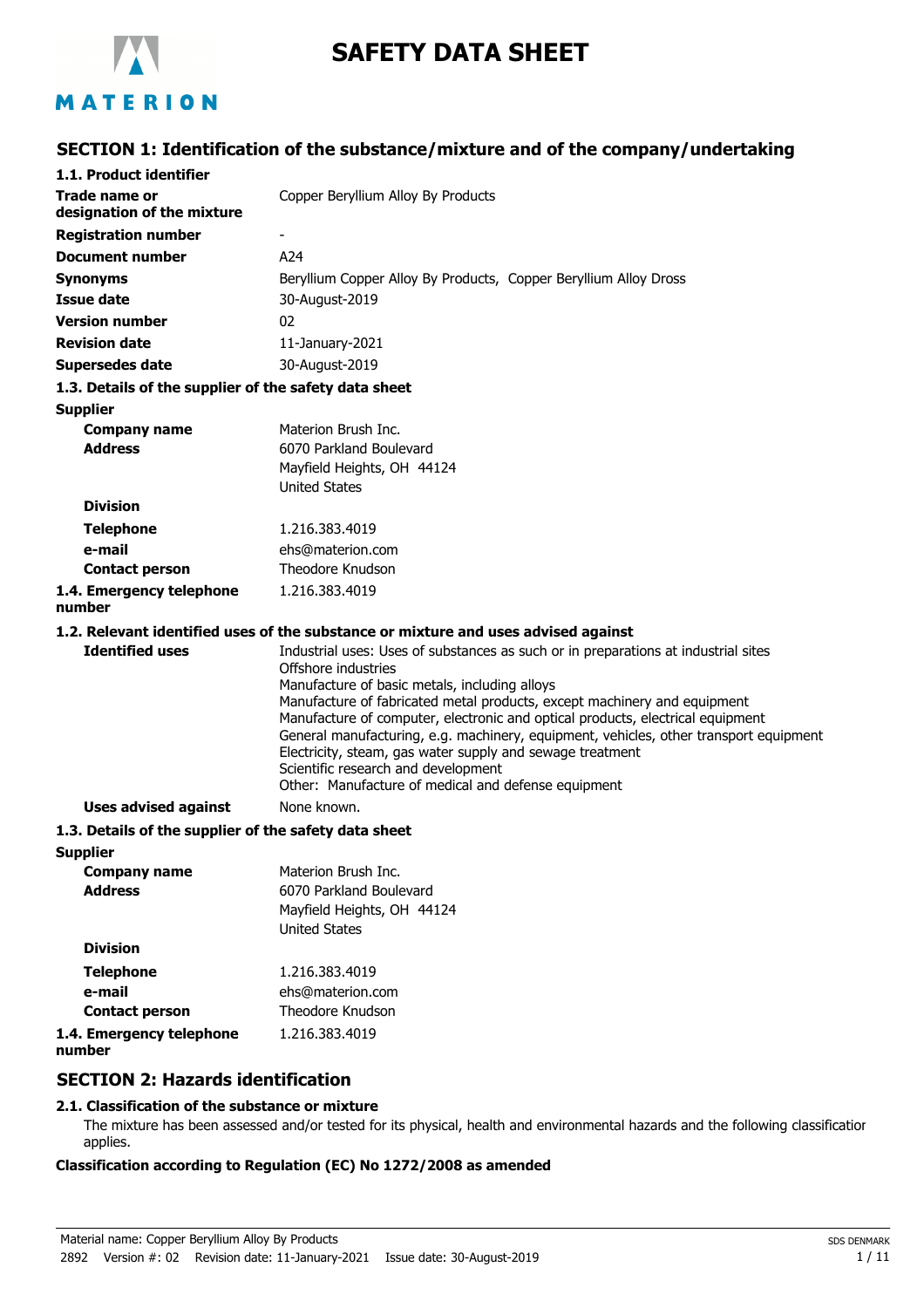# SAFETY DATA SHEET

## SECTION 1: Identification of the substance/mixture and of the company/undertaking

### 1.1. Product identifier

| | |
|---|---|
| **Trade name or designation of the mixture** | Copper Beryllium Alloy By Products |
| **Registration number** | - |
| **Document number** | A24 |
| **Synonyms** | Beryllium Copper Alloy By Products, Copper Beryllium Alloy Dross |
| **Issue date** | 30-August-2019 |
| **Version number** | 02 |
| **Revision date** | 11-January-2021 |
| **Supersedes date** | 30-August-2019 |

### 1.3. Details of the supplier of the safety data sheet

**Supplier**

| | |
|---|---|
| **Company name** | Materion Brush Inc. |
| **Address** | 6070 Parkland Boulevard<br>Mayfield Heights, OH 44124<br>United States |
| **Division** | |
| **Telephone** | 1.216.383.4019 |
| **e-mail** | ehs@materion.com |
| **Contact person** | Theodore Knudson |
| **1.4. Emergency telephone number** | 1.216.383.4019 |

### 1.2. Relevant identified uses of the substance or mixture and uses advised against

**Identified uses**

Industrial uses: Uses of substances as such or in preparations at industrial sites
Offshore industries
Manufacture of basic metals, including alloys
Manufacture of fabricated metal products, except machinery and equipment
Manufacture of computer, electronic and optical products, electrical equipment
General manufacturing, e.g. machinery, equipment, vehicles, other transport equipment
Electricity, steam, gas water supply and sewage treatment
Scientific research and development
Other: Manufacture of medical and defense equipment

**Uses advised against** None known.

### 1.3. Details of the supplier of the safety data sheet

**Supplier**

| | |
|---|---|
| **Company name** | Materion Brush Inc. |
| **Address** | 6070 Parkland Boulevard<br>Mayfield Heights, OH 44124<br>United States |
| **Division** | |
| **Telephone** | 1.216.383.4019 |
| **e-mail** | ehs@materion.com |
| **Contact person** | Theodore Knudson |
| **1.4. Emergency telephone number** | 1.216.383.4019 |

## SECTION 2: Hazards identification

### 2.1. Classification of the substance or mixture

The mixture has been assessed and/or tested for its physical, health and environmental hazards and the following classification applies.

**Classification according to Regulation (EC) No 1272/2008 as amended**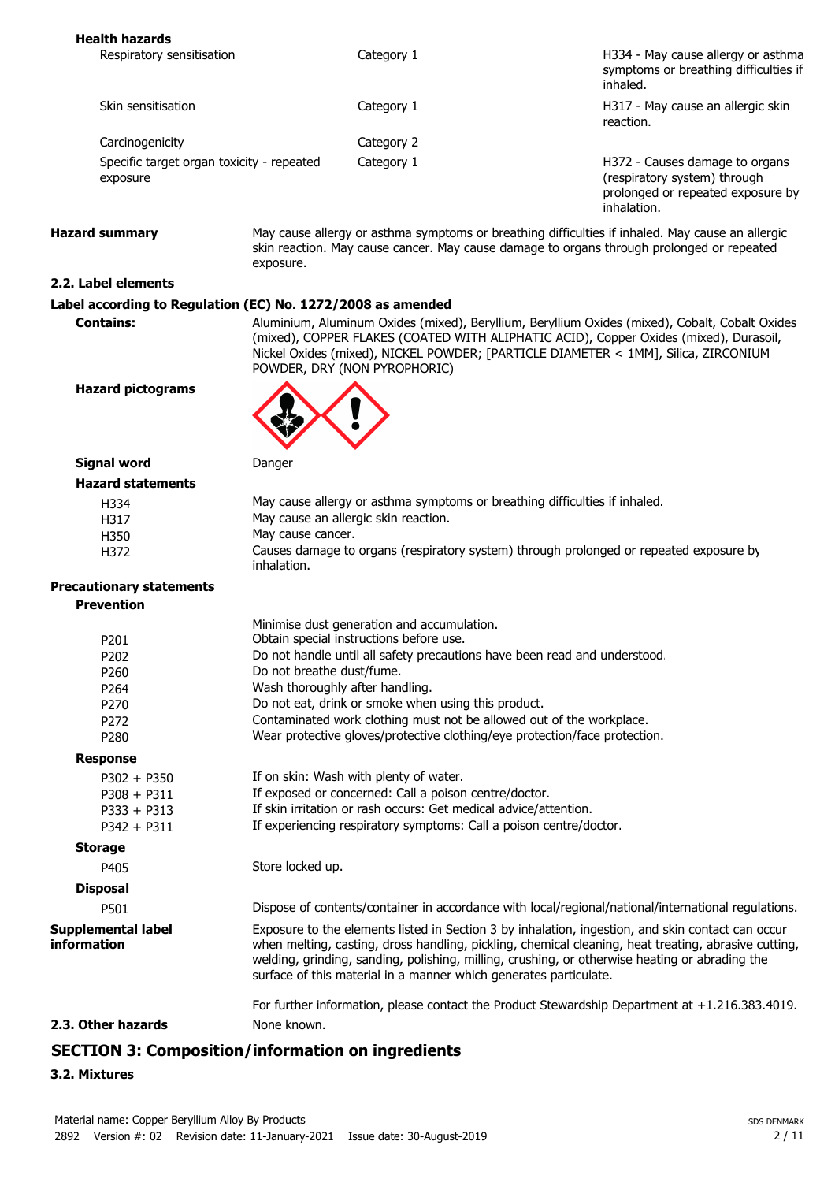**Health hazards**

| | | |
|---|---|---|
| Respiratory sensitisation | Category 1 | H334 - May cause allergy or asthma symptoms or breathing difficulties if inhaled. |
| Skin sensitisation | Category 1 | H317 - May cause an allergic skin reaction. |
| Carcinogenicity | Category 2 | |
| Specific target organ toxicity - repeated exposure | Category 1 | H372 - Causes damage to organs (respiratory system) through prolonged or repeated exposure by inhalation. |

**Hazard summary** May cause allergy or asthma symptoms or breathing difficulties if inhaled. May cause an allergic skin reaction. May cause cancer. May cause damage to organs through prolonged or repeated exposure.

### 2.2. Label elements

**Label according to Regulation (EC) No. 1272/2008 as amended**

**Contains:** Aluminium, Aluminum Oxides (mixed), Beryllium, Beryllium Oxides (mixed), Cobalt, Cobalt Oxides (mixed), COPPER FLAKES (COATED WITH ALIPHATIC ACID), Copper Oxides (mixed), Durasoil, Nickel Oxides (mixed), NICKEL POWDER; [PARTICLE DIAMETER < 1MM], Silica, ZIRCONIUM POWDER, DRY (NON PYROPHORIC)

**Hazard pictograms**

**Signal word** Danger

**Hazard statements**

| | |
|---|---|
| H334 | May cause allergy or asthma symptoms or breathing difficulties if inhaled. |
| H317 | May cause an allergic skin reaction. |
| H350 | May cause cancer. |
| H372 | Causes damage to organs (respiratory system) through prolonged or repeated exposure by inhalation. |

**Precautionary statements**

**Prevention**

| | |
|---|---|
| | Minimise dust generation and accumulation. |
| P201 | Obtain special instructions before use. |
| P202 | Do not handle until all safety precautions have been read and understood. |
| P260 | Do not breathe dust/fume. |
| P264 | Wash thoroughly after handling. |
| P270 | Do not eat, drink or smoke when using this product. |
| P272 | Contaminated work clothing must not be allowed out of the workplace. |
| P280 | Wear protective gloves/protective clothing/eye protection/face protection. |

**Response**

| | |
|---|---|
| P302 + P350 | If on skin: Wash with plenty of water. |
| P308 + P311 | If exposed or concerned: Call a poison centre/doctor. |
| P333 + P313 | If skin irritation or rash occurs: Get medical advice/attention. |
| P342 + P311 | If experiencing respiratory symptoms: Call a poison centre/doctor. |

**Storage**

| | |
|---|---|
| P405 | Store locked up. |

**Disposal**

| | |
|---|---|
| P501 | Dispose of contents/container in accordance with local/regional/national/international regulations. |

**Supplemental label information** Exposure to the elements listed in Section 3 by inhalation, ingestion, and skin contact can occur when melting, casting, dross handling, pickling, chemical cleaning, heat treating, abrasive cutting, welding, grinding, sanding, polishing, milling, crushing, or otherwise heating or abrading the surface of this material in a manner which generates particulate.

For further information, please contact the Product Stewardship Department at +1.216.383.4019.

### 2.3. Other hazards

None known.

## SECTION 3: Composition/information on ingredients

### 3.2. Mixtures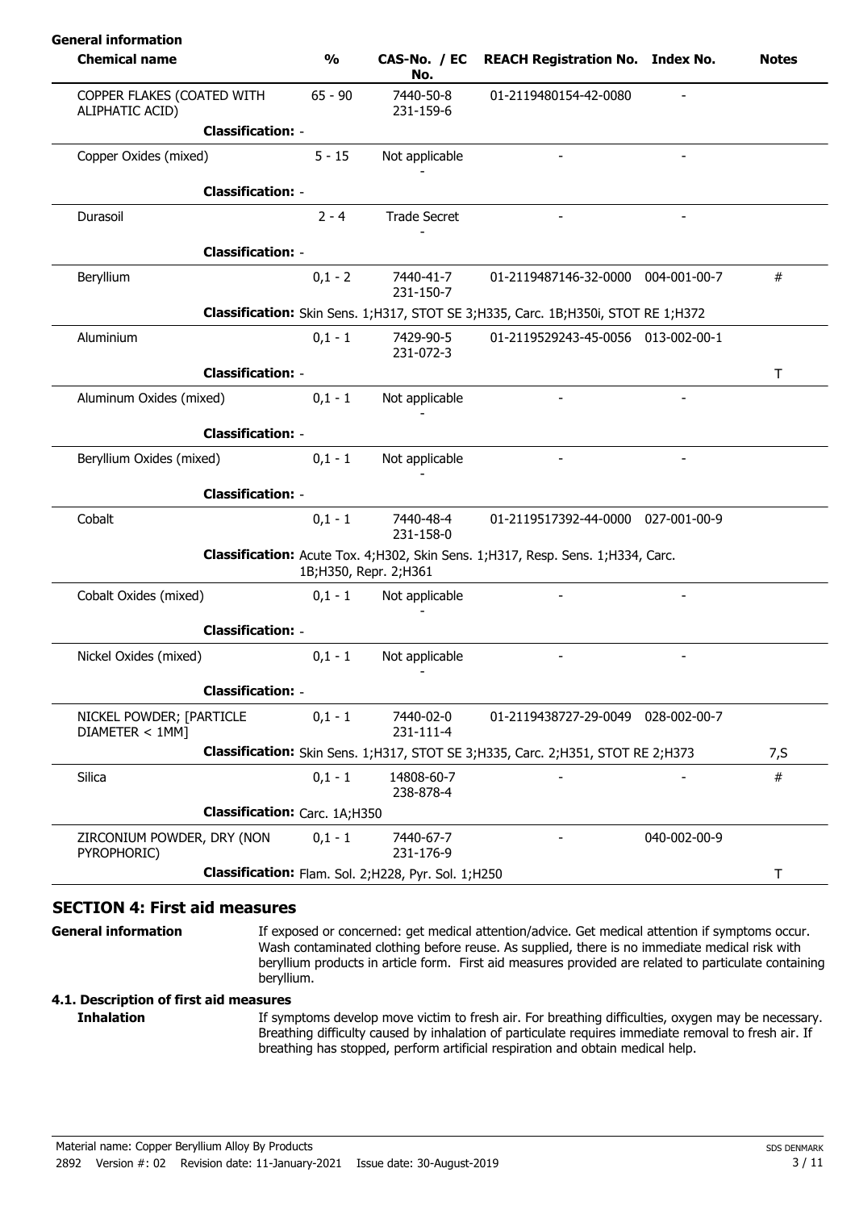**General information**

| Chemical name | % | CAS-No. / EC No. | REACH Registration No. | Index No. | Notes |
|---|---|---|---|---|---|
| COPPER FLAKES (COATED WITH ALIPHATIC ACID) | 65 - 90 | 7440-50-8<br>231-159-6 | 01-2119480154-42-0080 | - | |
| **Classification:** - | | | | | |
| Copper Oxides (mixed) | 5 - 15 | Not applicable<br>- | - | - | |
| **Classification:** - | | | | | |
| Durasoil | 2 - 4 | Trade Secret<br>- | - | - | |
| **Classification:** - | | | | | |
| Beryllium | 0,1 - 2 | 7440-41-7<br>231-150-7 | 01-2119487146-32-0000 | 004-001-00-7 | # |
| **Classification:** Skin Sens. 1;H317, STOT SE 3;H335, Carc. 1B;H350i, STOT RE 1;H372 | | | | | |
| Aluminium | 0,1 - 1 | 7429-90-5<br>231-072-3 | 01-2119529243-45-0056 | 013-002-00-1 | |
| **Classification:** - | | | | | T |
| Aluminum Oxides (mixed) | 0,1 - 1 | Not applicable<br>- | - | - | |
| **Classification:** - | | | | | |
| Beryllium Oxides (mixed) | 0,1 - 1 | Not applicable<br>- | - | - | |
| **Classification:** - | | | | | |
| Cobalt | 0,1 - 1 | 7440-48-4<br>231-158-0 | 01-2119517392-44-0000 | 027-001-00-9 | |
| **Classification:** Acute Tox. 4;H302, Skin Sens. 1;H317, Resp. Sens. 1;H334, Carc. 1B;H350, Repr. 2;H361 | | | | | |
| Cobalt Oxides (mixed) | 0,1 - 1 | Not applicable<br>- | - | - | |
| **Classification:** - | | | | | |
| Nickel Oxides (mixed) | 0,1 - 1 | Not applicable<br>- | - | - | |
| **Classification:** - | | | | | |
| NICKEL POWDER; [PARTICLE DIAMETER < 1MM] | 0,1 - 1 | 7440-02-0<br>231-111-4 | 01-2119438727-29-0049 | 028-002-00-7 | |
| **Classification:** Skin Sens. 1;H317, STOT SE 3;H335, Carc. 2;H351, STOT RE 2;H373 | | | | | 7,S |
| Silica | 0,1 - 1 | 14808-60-7<br>238-878-4 | - | - | # |
| **Classification:** Carc. 1A;H350 | | | | | |
| ZIRCONIUM POWDER, DRY (NON PYROPHORIC) | 0,1 - 1 | 7440-67-7<br>231-176-9 | - | 040-002-00-9 | |
| **Classification:** Flam. Sol. 2;H228, Pyr. Sol. 1;H250 | | | | | T |

## SECTION 4: First aid measures

**General information** If exposed or concerned: get medical attention/advice. Get medical attention if symptoms occur. Wash contaminated clothing before reuse. As supplied, there is no immediate medical risk with beryllium products in article form. First aid measures provided are related to particulate containing beryllium.

### 4.1. Description of first aid measures

**Inhalation** If symptoms develop move victim to fresh air. For breathing difficulties, oxygen may be necessary. Breathing difficulty caused by inhalation of particulate requires immediate removal to fresh air. If breathing has stopped, perform artificial respiration and obtain medical help.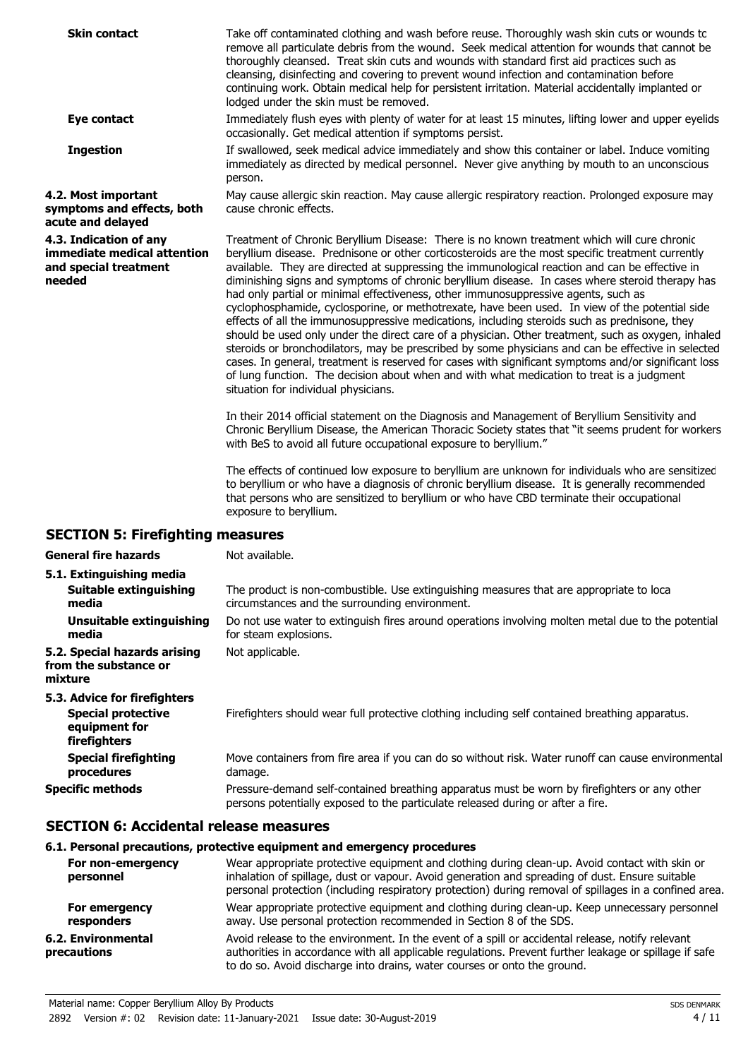| | |
|---|---|
| **Skin contact** | Take off contaminated clothing and wash before reuse. Thoroughly wash skin cuts or wounds to remove all particulate debris from the wound. Seek medical attention for wounds that cannot be thoroughly cleansed. Treat skin cuts and wounds with standard first aid practices such as cleansing, disinfecting and covering to prevent wound infection and contamination before continuing work. Obtain medical help for persistent irritation. Material accidentally implanted or lodged under the skin must be removed. |
| **Eye contact** | Immediately flush eyes with plenty of water for at least 15 minutes, lifting lower and upper eyelids occasionally. Get medical attention if symptoms persist. |
| **Ingestion** | If swallowed, seek medical advice immediately and show this container or label. Induce vomiting immediately as directed by medical personnel. Never give anything by mouth to an unconscious person. |
| **4.2. Most important symptoms and effects, both acute and delayed** | May cause allergic skin reaction. May cause allergic respiratory reaction. Prolonged exposure may cause chronic effects. |
| **4.3. Indication of any immediate medical attention and special treatment needed** | Treatment of Chronic Beryllium Disease: There is no known treatment which will cure chronic beryllium disease. Prednisone or other corticosteroids are the most specific treatment currently available. They are directed at suppressing the immunological reaction and can be effective in diminishing signs and symptoms of chronic beryllium disease. In cases where steroid therapy has had only partial or minimal effectiveness, other immunosuppressive agents, such as cyclophosphamide, cyclosporine, or methotrexate, have been used. In view of the potential side effects of all the immunosuppressive medications, including steroids such as prednisone, they should be used only under the direct care of a physician. Other treatment, such as oxygen, inhaled steroids or bronchodilators, may be prescribed by some physicians and can be effective in selected cases. In general, treatment is reserved for cases with significant symptoms and/or significant loss of lung function. The decision about when and with what medication to treat is a judgment situation for individual physicians.<br><br>In their 2014 official statement on the Diagnosis and Management of Beryllium Sensitivity and Chronic Beryllium Disease, the American Thoracic Society states that "it seems prudent for workers with BeS to avoid all future occupational exposure to beryllium."<br><br>The effects of continued low exposure to beryllium are unknown for individuals who are sensitized to beryllium or who have a diagnosis of chronic beryllium disease. It is generally recommended that persons who are sensitized to beryllium or who have CBD terminate their occupational exposure to beryllium. |

## SECTION 5: Firefighting measures

| | |
|---|---|
| **General fire hazards** | Not available. |
| **5.1. Extinguishing media** | |
| **Suitable extinguishing media** | The product is non-combustible. Use extinguishing measures that are appropriate to loca circumstances and the surrounding environment. |
| **Unsuitable extinguishing media** | Do not use water to extinguish fires around operations involving molten metal due to the potential for steam explosions. |
| **5.2. Special hazards arising from the substance or mixture** | Not applicable. |
| **5.3. Advice for firefighters** | |
| **Special protective equipment for firefighters** | Firefighters should wear full protective clothing including self contained breathing apparatus. |
| **Special firefighting procedures** | Move containers from fire area if you can do so without risk. Water runoff can cause environmental damage. |
| **Specific methods** | Pressure-demand self-contained breathing apparatus must be worn by firefighters or any other persons potentially exposed to the particulate released during or after a fire. |

## SECTION 6: Accidental release measures

**6.1. Personal precautions, protective equipment and emergency procedures**

| | |
|---|---|
| **For non-emergency personnel** | Wear appropriate protective equipment and clothing during clean-up. Avoid contact with skin or inhalation of spillage, dust or vapour. Avoid generation and spreading of dust. Ensure suitable personal protection (including respiratory protection) during removal of spillages in a confined area. |
| **For emergency responders** | Wear appropriate protective equipment and clothing during clean-up. Keep unnecessary personnel away. Use personal protection recommended in Section 8 of the SDS. |
| **6.2. Environmental precautions** | Avoid release to the environment. In the event of a spill or accidental release, notify relevant authorities in accordance with all applicable regulations. Prevent further leakage or spillage if safe to do so. Avoid discharge into drains, water courses or onto the ground. |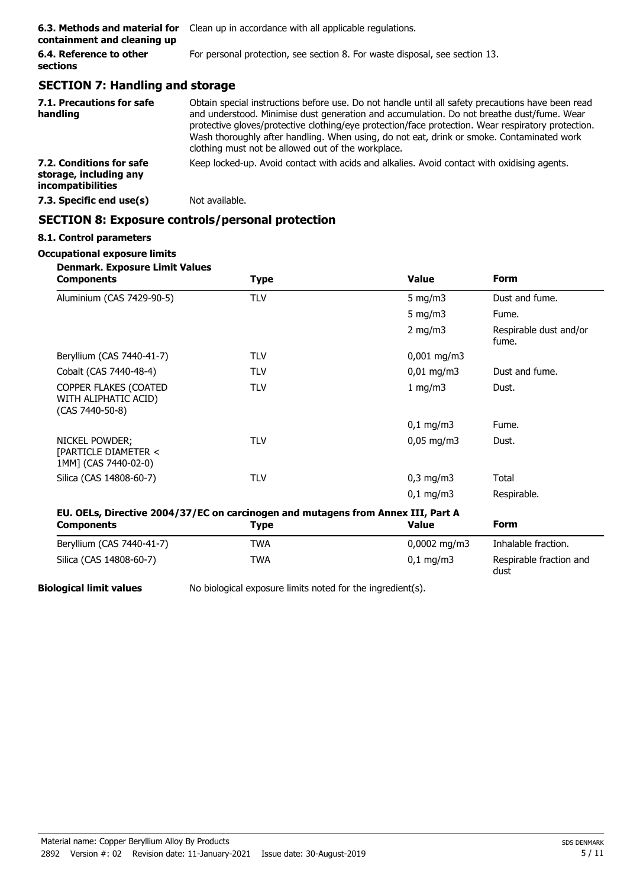| | |
|---|---|
| **6.3. Methods and material for containment and cleaning up** | Clean up in accordance with all applicable regulations. |
| **6.4. Reference to other sections** | For personal protection, see section 8. For waste disposal, see section 13. |

## SECTION 7: Handling and storage

| | |
|---|---|
| **7.1. Precautions for safe handling** | Obtain special instructions before use. Do not handle until all safety precautions have been read and understood. Minimise dust generation and accumulation. Do not breathe dust/fume. Wear protective gloves/protective clothing/eye protection/face protection. Wear respiratory protection. Wash thoroughly after handling. When using, do not eat, drink or smoke. Contaminated work clothing must not be allowed out of the workplace. |
| **7.2. Conditions for safe storage, including any incompatibilities** | Keep locked-up. Avoid contact with acids and alkalies. Avoid contact with oxidising agents. |
| **7.3. Specific end use(s)** | Not available. |

## SECTION 8: Exposure controls/personal protection

### 8.1. Control parameters

**Occupational exposure limits**

**Denmark. Exposure Limit Values**

| Components | Type | Value | Form |
|---|---|---|---|
| Aluminium (CAS 7429-90-5) | TLV | 5 mg/m3 | Dust and fume. |
| | | 5 mg/m3 | Fume. |
| | | 2 mg/m3 | Respirable dust and/or fume. |
| Beryllium (CAS 7440-41-7) | TLV | 0,001 mg/m3 | |
| Cobalt (CAS 7440-48-4) | TLV | 0,01 mg/m3 | Dust and fume. |
| COPPER FLAKES (COATED WITH ALIPHATIC ACID) (CAS 7440-50-8) | TLV | 1 mg/m3 | Dust. |
| | | 0,1 mg/m3 | Fume. |
| NICKEL POWDER; [PARTICLE DIAMETER < 1MM] (CAS 7440-02-0) | TLV | 0,05 mg/m3 | Dust. |
| Silica (CAS 14808-60-7) | TLV | 0,3 mg/m3 | Total |
| | | 0,1 mg/m3 | Respirable. |

**EU. OELs, Directive 2004/37/EC on carcinogen and mutagens from Annex III, Part A**

| Components | Type | Value | Form |
|---|---|---|---|
| Beryllium (CAS 7440-41-7) | TWA | 0,0002 mg/m3 | Inhalable fraction. |
| Silica (CAS 14808-60-7) | TWA | 0,1 mg/m3 | Respirable fraction and dust |

| | |
|---|---|
| **Biological limit values** | No biological exposure limits noted for the ingredient(s). |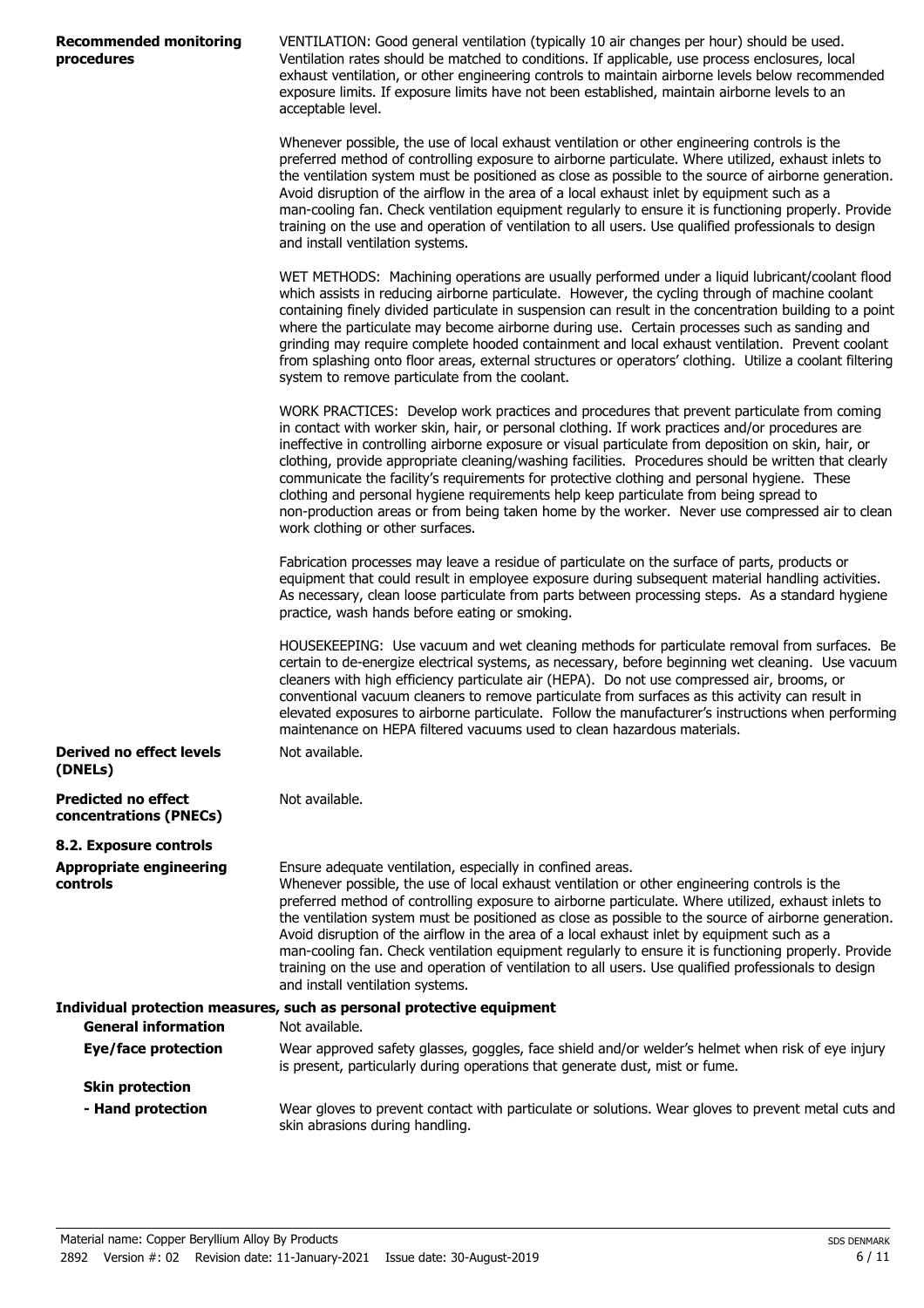**Recommended monitoring procedures**

VENTILATION: Good general ventilation (typically 10 air changes per hour) should be used. Ventilation rates should be matched to conditions. If applicable, use process enclosures, local exhaust ventilation, or other engineering controls to maintain airborne levels below recommended exposure limits. If exposure limits have not been established, maintain airborne levels to an acceptable level.

Whenever possible, the use of local exhaust ventilation or other engineering controls is the preferred method of controlling exposure to airborne particulate. Where utilized, exhaust inlets to the ventilation system must be positioned as close as possible to the source of airborne generation. Avoid disruption of the airflow in the area of a local exhaust inlet by equipment such as a man-cooling fan. Check ventilation equipment regularly to ensure it is functioning properly. Provide training on the use and operation of ventilation to all users. Use qualified professionals to design and install ventilation systems.

WET METHODS: Machining operations are usually performed under a liquid lubricant/coolant flood which assists in reducing airborne particulate. However, the cycling through of machine coolant containing finely divided particulate in suspension can result in the concentration building to a point where the particulate may become airborne during use. Certain processes such as sanding and grinding may require complete hooded containment and local exhaust ventilation. Prevent coolant from splashing onto floor areas, external structures or operators' clothing. Utilize a coolant filtering system to remove particulate from the coolant.

WORK PRACTICES: Develop work practices and procedures that prevent particulate from coming in contact with worker skin, hair, or personal clothing. If work practices and/or procedures are ineffective in controlling airborne exposure or visual particulate from deposition on skin, hair, or clothing, provide appropriate cleaning/washing facilities. Procedures should be written that clearly communicate the facility's requirements for protective clothing and personal hygiene. These clothing and personal hygiene requirements help keep particulate from being spread to non-production areas or from being taken home by the worker. Never use compressed air to clean work clothing or other surfaces.

Fabrication processes may leave a residue of particulate on the surface of parts, products or equipment that could result in employee exposure during subsequent material handling activities. As necessary, clean loose particulate from parts between processing steps. As a standard hygiene practice, wash hands before eating or smoking.

HOUSEKEEPING: Use vacuum and wet cleaning methods for particulate removal from surfaces. Be certain to de-energize electrical systems, as necessary, before beginning wet cleaning. Use vacuum cleaners with high efficiency particulate air (HEPA). Do not use compressed air, brooms, or conventional vacuum cleaners to remove particulate from surfaces as this activity can result in elevated exposures to airborne particulate. Follow the manufacturer's instructions when performing maintenance on HEPA filtered vacuums used to clean hazardous materials.

**Derived no effect levels (DNELs)**

Not available.

**Predicted no effect concentrations (PNECs)**

Not available.

## 8.2. Exposure controls

**Appropriate engineering controls**

Ensure adequate ventilation, especially in confined areas.
Whenever possible, the use of local exhaust ventilation or other engineering controls is the preferred method of controlling exposure to airborne particulate. Where utilized, exhaust inlets to the ventilation system must be positioned as close as possible to the source of airborne generation. Avoid disruption of the airflow in the area of a local exhaust inlet by equipment such as a man-cooling fan. Check ventilation equipment regularly to ensure it is functioning properly. Provide training on the use and operation of ventilation to all users. Use qualified professionals to design and install ventilation systems.

**Individual protection measures, such as personal protective equipment**

**General information**

Not available.

**Eye/face protection**

Wear approved safety glasses, goggles, face shield and/or welder's helmet when risk of eye injury is present, particularly during operations that generate dust, mist or fume.

**Skin protection**

**- Hand protection**

Wear gloves to prevent contact with particulate or solutions. Wear gloves to prevent metal cuts and skin abrasions during handling.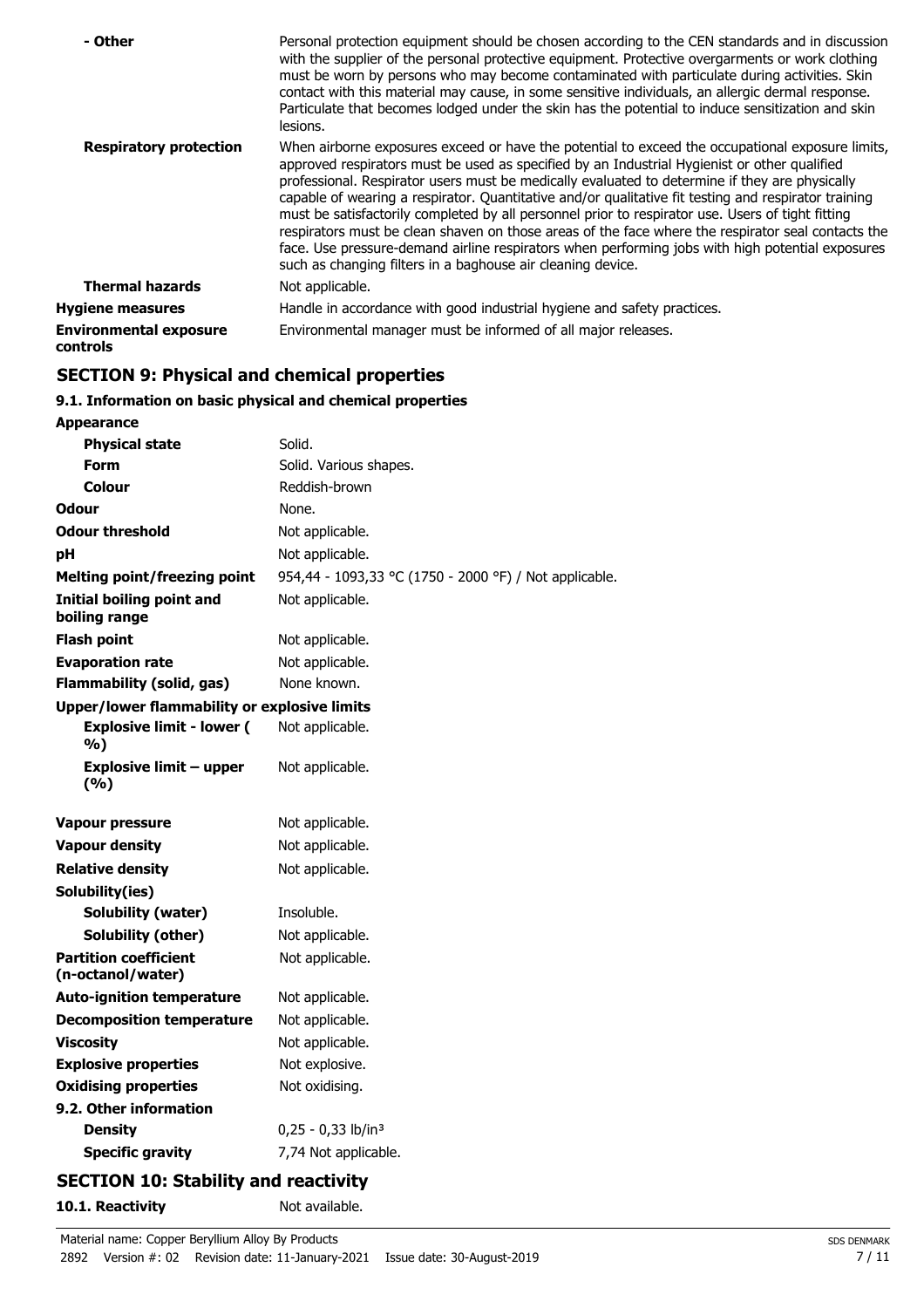| | |
|---|---|
| **- Other** | Personal protection equipment should be chosen according to the CEN standards and in discussion with the supplier of the personal protective equipment. Protective overgarments or work clothing must be worn by persons who may become contaminated with particulate during activities. Skin contact with this material may cause, in some sensitive individuals, an allergic dermal response. Particulate that becomes lodged under the skin has the potential to induce sensitization and skin lesions. |
| **Respiratory protection** | When airborne exposures exceed or have the potential to exceed the occupational exposure limits, approved respirators must be used as specified by an Industrial Hygienist or other qualified professional. Respirator users must be medically evaluated to determine if they are physically capable of wearing a respirator. Quantitative and/or qualitative fit testing and respirator training must be satisfactorily completed by all personnel prior to respirator use. Users of tight fitting respirators must be clean shaven on those areas of the face where the respirator seal contacts the face. Use pressure-demand airline respirators when performing jobs with high potential exposures such as changing filters in a baghouse air cleaning device. |
| **Thermal hazards** | Not applicable. |
| **Hygiene measures** | Handle in accordance with good industrial hygiene and safety practices. |
| **Environmental exposure controls** | Environmental manager must be informed of all major releases. |

## SECTION 9: Physical and chemical properties

### 9.1. Information on basic physical and chemical properties

| | |
|---|---|
| **Appearance** | |
| **Physical state** | Solid. |
| **Form** | Solid. Various shapes. |
| **Colour** | Reddish-brown |
| **Odour** | None. |
| **Odour threshold** | Not applicable. |
| **pH** | Not applicable. |
| **Melting point/freezing point** | 954,44 - 1093,33 °C (1750 - 2000 °F) / Not applicable. |
| **Initial boiling point and boiling range** | Not applicable. |
| **Flash point** | Not applicable. |
| **Evaporation rate** | Not applicable. |
| **Flammability (solid, gas)** | None known. |
| **Upper/lower flammability or explosive limits** | |
| **Explosive limit - lower (%)** | Not applicable. |
| **Explosive limit – upper (%)** | Not applicable. |
| **Vapour pressure** | Not applicable. |
| **Vapour density** | Not applicable. |
| **Relative density** | Not applicable. |
| **Solubility(ies)** | |
| **Solubility (water)** | Insoluble. |
| **Solubility (other)** | Not applicable. |
| **Partition coefficient (n-octanol/water)** | Not applicable. |
| **Auto-ignition temperature** | Not applicable. |
| **Decomposition temperature** | Not applicable. |
| **Viscosity** | Not applicable. |
| **Explosive properties** | Not explosive. |
| **Oxidising properties** | Not oxidising. |
| **9.2. Other information** | |
| **Density** | 0,25 - 0,33 lb/in³ |
| **Specific gravity** | 7,74 Not applicable. |

## SECTION 10: Stability and reactivity

| | |
|---|---|
| **10.1. Reactivity** | Not available. |

Material name: Copper Beryllium Alloy By Products

2892 Version #: 02 Revision date: 11-January-2021 Issue date: 30-August-2019

SDS DENMARK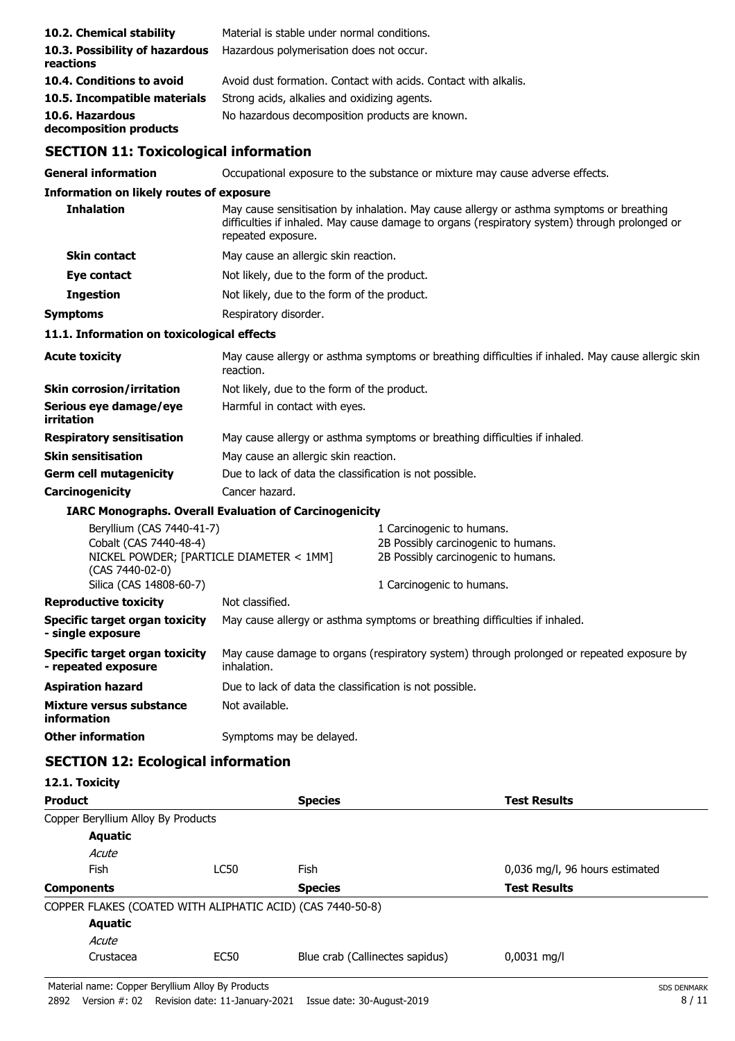| | |
|---|---|
| **10.2. Chemical stability** | Material is stable under normal conditions. |
| **10.3. Possibility of hazardous reactions** | Hazardous polymerisation does not occur. |
| **10.4. Conditions to avoid** | Avoid dust formation. Contact with acids. Contact with alkalis. |
| **10.5. Incompatible materials** | Strong acids, alkalies and oxidizing agents. |
| **10.6. Hazardous decomposition products** | No hazardous decomposition products are known. |

## SECTION 11: Toxicological information

**General information** Occupational exposure to the substance or mixture may cause adverse effects.

**Information on likely routes of exposure**

| | |
|---|---|
| **Inhalation** | May cause sensitisation by inhalation. May cause allergy or asthma symptoms or breathing difficulties if inhaled. May cause damage to organs (respiratory system) through prolonged or repeated exposure. |
| **Skin contact** | May cause an allergic skin reaction. |
| **Eye contact** | Not likely, due to the form of the product. |
| **Ingestion** | Not likely, due to the form of the product. |
| **Symptoms** | Respiratory disorder. |

**11.1. Information on toxicological effects**

| | |
|---|---|
| **Acute toxicity** | May cause allergy or asthma symptoms or breathing difficulties if inhaled. May cause allergic skin reaction. |
| **Skin corrosion/irritation** | Not likely, due to the form of the product. |
| **Serious eye damage/eye irritation** | Harmful in contact with eyes. |
| **Respiratory sensitisation** | May cause allergy or asthma symptoms or breathing difficulties if inhaled. |
| **Skin sensitisation** | May cause an allergic skin reaction. |
| **Germ cell mutagenicity** | Due to lack of data the classification is not possible. |
| **Carcinogenicity** | Cancer hazard. |

**IARC Monographs. Overall Evaluation of Carcinogenicity**

| | |
|---|---|
| Beryllium (CAS 7440-41-7) | 1 Carcinogenic to humans. |
| Cobalt (CAS 7440-48-4) | 2B Possibly carcinogenic to humans. |
| NICKEL POWDER; [PARTICLE DIAMETER < 1MM] (CAS 7440-02-0) | 2B Possibly carcinogenic to humans. |
| Silica (CAS 14808-60-7) | 1 Carcinogenic to humans. |

| | |
|---|---|
| **Reproductive toxicity** | Not classified. |
| **Specific target organ toxicity - single exposure** | May cause allergy or asthma symptoms or breathing difficulties if inhaled. |
| **Specific target organ toxicity - repeated exposure** | May cause damage to organs (respiratory system) through prolonged or repeated exposure by inhalation. |
| **Aspiration hazard** | Due to lack of data the classification is not possible. |
| **Mixture versus substance information** | Not available. |
| **Other information** | Symptoms may be delayed. |

## SECTION 12: Ecological information

**12.1. Toxicity**

| **Product** | | **Species** | **Test Results** |
|---|---|---|---|
| Copper Beryllium Alloy By Products | | | |
| **Aquatic** | | | |
| *Acute* | | | |
| Fish | LC50 | Fish | 0,036 mg/l, 96 hours estimated |
| **Components** | | **Species** | **Test Results** |
| COPPER FLAKES (COATED WITH ALIPHATIC ACID) (CAS 7440-50-8) | | | |
| **Aquatic** | | | |
| *Acute* | | | |
| Crustacea | EC50 | Blue crab (Callinectes sapidus) | 0,0031 mg/l |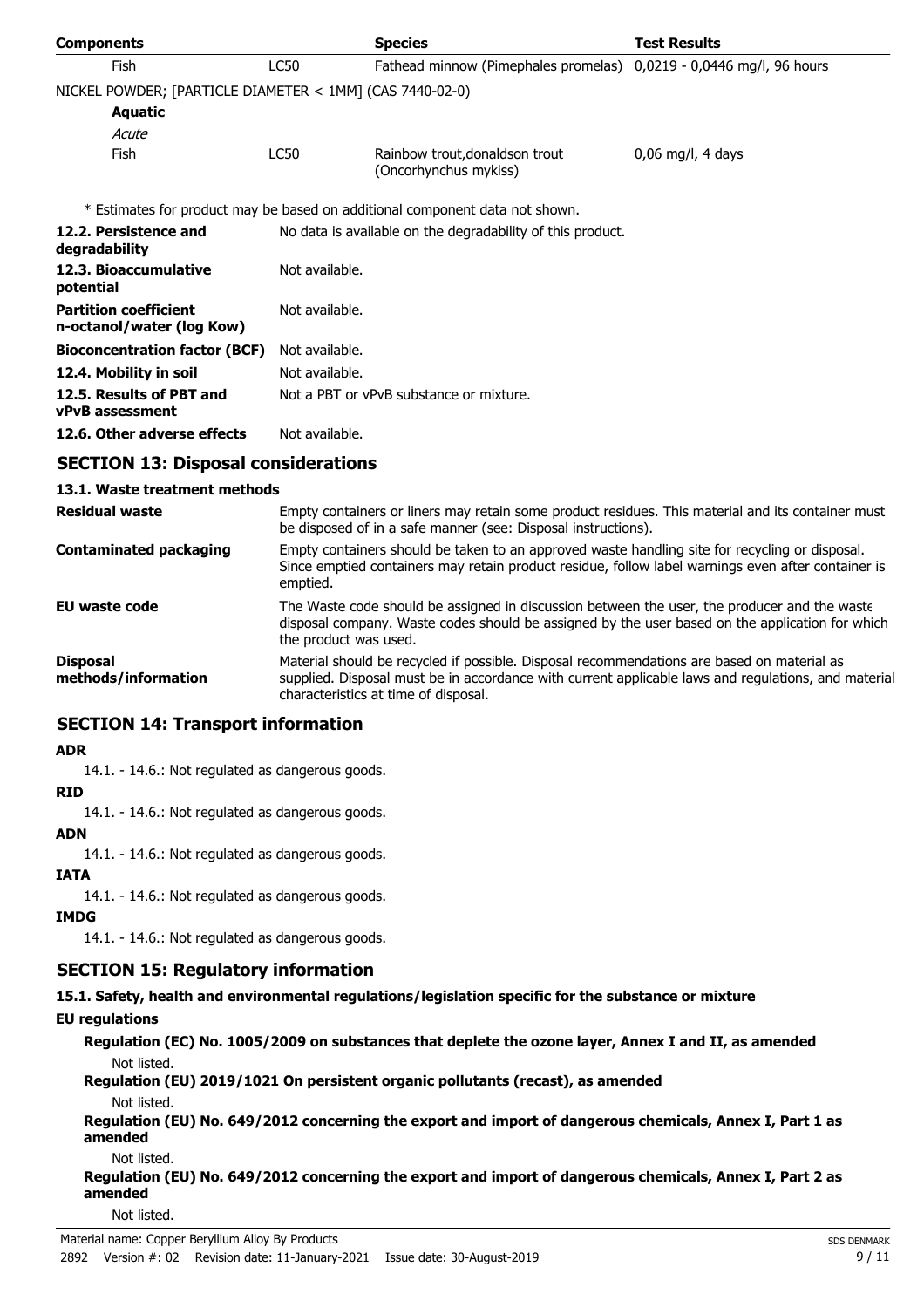| Components | | Species | Test Results |
|---|---|---|---|
| Fish | LC50 | Fathead minnow (Pimephales promelas) | 0,0219 - 0,0446 mg/l, 96 hours |
| NICKEL POWDER; [PARTICLE DIAMETER < 1MM] (CAS 7440-02-0) | | | |
| **Aquatic** | | | |
| *Acute* | | | |
| Fish | LC50 | Rainbow trout,donaldson trout (Oncorhynchus mykiss) | 0,06 mg/l, 4 days |

\* Estimates for product may be based on additional component data not shown.

| | |
|---|---|
| **12.2. Persistence and degradability** | No data is available on the degradability of this product. |
| **12.3. Bioaccumulative potential** | Not available. |
| **Partition coefficient n-octanol/water (log Kow)** | Not available. |
| **Bioconcentration factor (BCF)** | Not available. |
| **12.4. Mobility in soil** | Not available. |
| **12.5. Results of PBT and vPvB assessment** | Not a PBT or vPvB substance or mixture. |
| **12.6. Other adverse effects** | Not available. |

## SECTION 13: Disposal considerations

### 13.1. Waste treatment methods

| | |
|---|---|
| **Residual waste** | Empty containers or liners may retain some product residues. This material and its container must be disposed of in a safe manner (see: Disposal instructions). |
| **Contaminated packaging** | Empty containers should be taken to an approved waste handling site for recycling or disposal. Since emptied containers may retain product residue, follow label warnings even after container is emptied. |
| **EU waste code** | The Waste code should be assigned in discussion between the user, the producer and the waste disposal company. Waste codes should be assigned by the user based on the application for which the product was used. |
| **Disposal methods/information** | Material should be recycled if possible. Disposal recommendations are based on material as supplied. Disposal must be in accordance with current applicable laws and regulations, and material characteristics at time of disposal. |

## SECTION 14: Transport information

**ADR**

14.1. - 14.6.: Not regulated as dangerous goods.

**RID**

14.1. - 14.6.: Not regulated as dangerous goods.

**ADN**

14.1. - 14.6.: Not regulated as dangerous goods.

**IATA**

14.1. - 14.6.: Not regulated as dangerous goods.

**IMDG**

14.1. - 14.6.: Not regulated as dangerous goods.

## SECTION 15: Regulatory information

### 15.1. Safety, health and environmental regulations/legislation specific for the substance or mixture

**EU regulations**

**Regulation (EC) No. 1005/2009 on substances that deplete the ozone layer, Annex I and II, as amended**

Not listed.

**Regulation (EU) 2019/1021 On persistent organic pollutants (recast), as amended**

Not listed.

**Regulation (EU) No. 649/2012 concerning the export and import of dangerous chemicals, Annex I, Part 1 as amended**

Not listed.

**Regulation (EU) No. 649/2012 concerning the export and import of dangerous chemicals, Annex I, Part 2 as amended**

Not listed.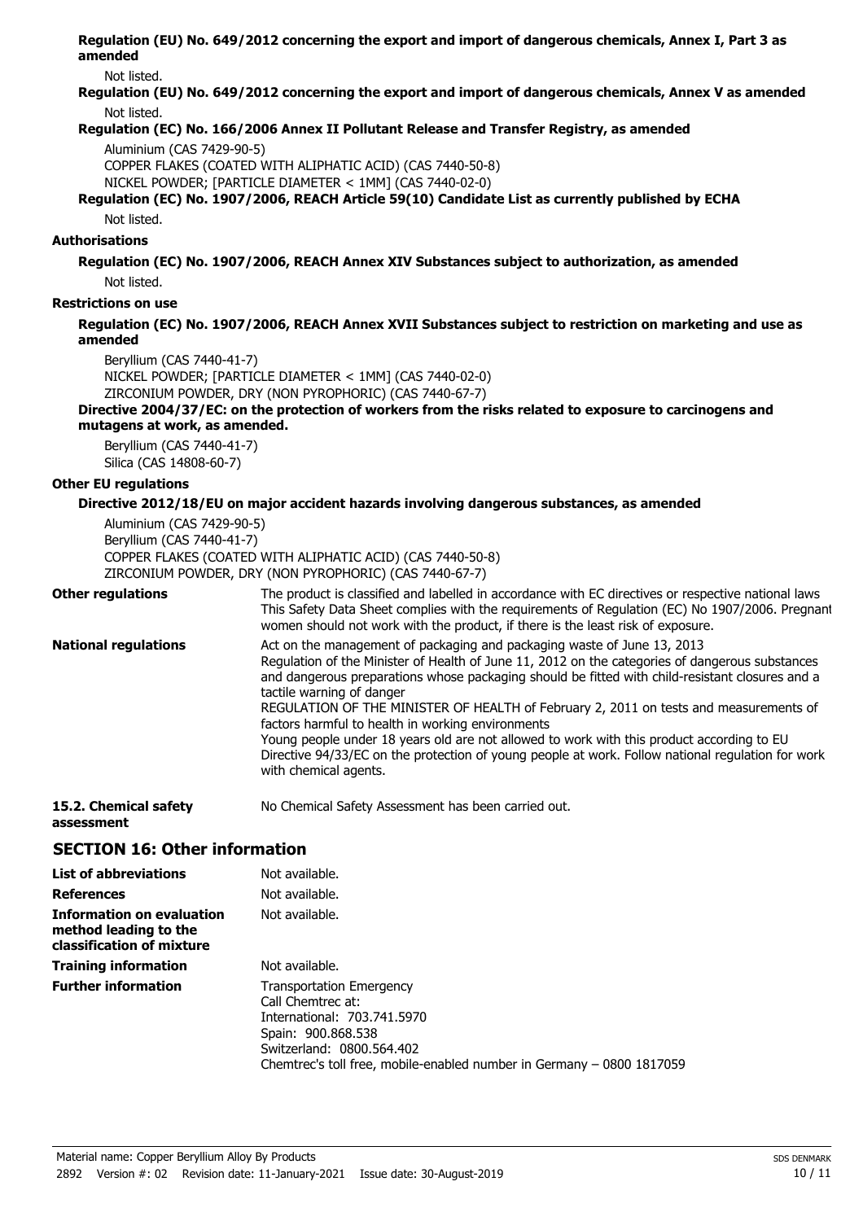**Regulation (EU) No. 649/2012 concerning the export and import of dangerous chemicals, Annex I, Part 3 as amended**

Not listed.

**Regulation (EU) No. 649/2012 concerning the export and import of dangerous chemicals, Annex V as amended**

Not listed.

**Regulation (EC) No. 166/2006 Annex II Pollutant Release and Transfer Registry, as amended**

Aluminium (CAS 7429-90-5)
COPPER FLAKES (COATED WITH ALIPHATIC ACID) (CAS 7440-50-8)
NICKEL POWDER; [PARTICLE DIAMETER < 1MM] (CAS 7440-02-0)

**Regulation (EC) No. 1907/2006, REACH Article 59(10) Candidate List as currently published by ECHA**

Not listed.

**Authorisations**

**Regulation (EC) No. 1907/2006, REACH Annex XIV Substances subject to authorization, as amended**

Not listed.

**Restrictions on use**

**Regulation (EC) No. 1907/2006, REACH Annex XVII Substances subject to restriction on marketing and use as amended**

Beryllium (CAS 7440-41-7)
NICKEL POWDER; [PARTICLE DIAMETER < 1MM] (CAS 7440-02-0)
ZIRCONIUM POWDER, DRY (NON PYROPHORIC) (CAS 7440-67-7)

**Directive 2004/37/EC: on the protection of workers from the risks related to exposure to carcinogens and mutagens at work, as amended.**

Beryllium (CAS 7440-41-7)
Silica (CAS 14808-60-7)

**Other EU regulations**

**Directive 2012/18/EU on major accident hazards involving dangerous substances, as amended**

Aluminium (CAS 7429-90-5)
Beryllium (CAS 7440-41-7)
COPPER FLAKES (COATED WITH ALIPHATIC ACID) (CAS 7440-50-8)
ZIRCONIUM POWDER, DRY (NON PYROPHORIC) (CAS 7440-67-7)

**Other regulations** The product is classified and labelled in accordance with EC directives or respective national laws This Safety Data Sheet complies with the requirements of Regulation (EC) No 1907/2006. Pregnant women should not work with the product, if there is the least risk of exposure.

**National regulations** Act on the management of packaging and packaging waste of June 13, 2013
Regulation of the Minister of Health of June 11, 2012 on the categories of dangerous substances and dangerous preparations whose packaging should be fitted with child-resistant closures and a tactile warning of danger
REGULATION OF THE MINISTER OF HEALTH of February 2, 2011 on tests and measurements of factors harmful to health in working environments
Young people under 18 years old are not allowed to work with this product according to EU Directive 94/33/EC on the protection of young people at work. Follow national regulation for work with chemical agents.

**15.2. Chemical safety assessment** No Chemical Safety Assessment has been carried out.

## SECTION 16: Other information

**List of abbreviations** Not available.

**References** Not available.

**Information on evaluation method leading to the classification of mixture** Not available.

**Training information** Not available.

**Further information** Transportation Emergency
Call Chemtrec at:
International: 703.741.5970
Spain: 900.868.538
Switzerland: 0800.564.402
Chemtrec's toll free, mobile-enabled number in Germany – 0800 1817059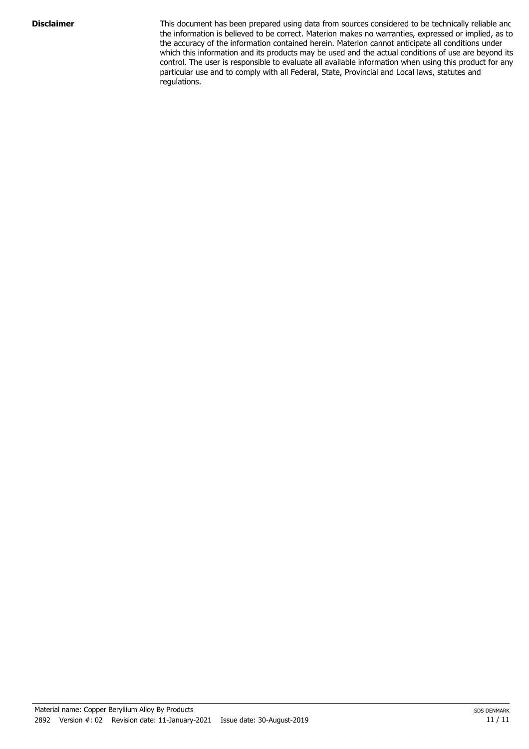**Disclaimer**

This document has been prepared using data from sources considered to be technically reliable and the information is believed to be correct. Materion makes no warranties, expressed or implied, as to the accuracy of the information contained herein. Materion cannot anticipate all conditions under which this information and its products may be used and the actual conditions of use are beyond its control. The user is responsible to evaluate all available information when using this product for any particular use and to comply with all Federal, State, Provincial and Local laws, statutes and regulations.